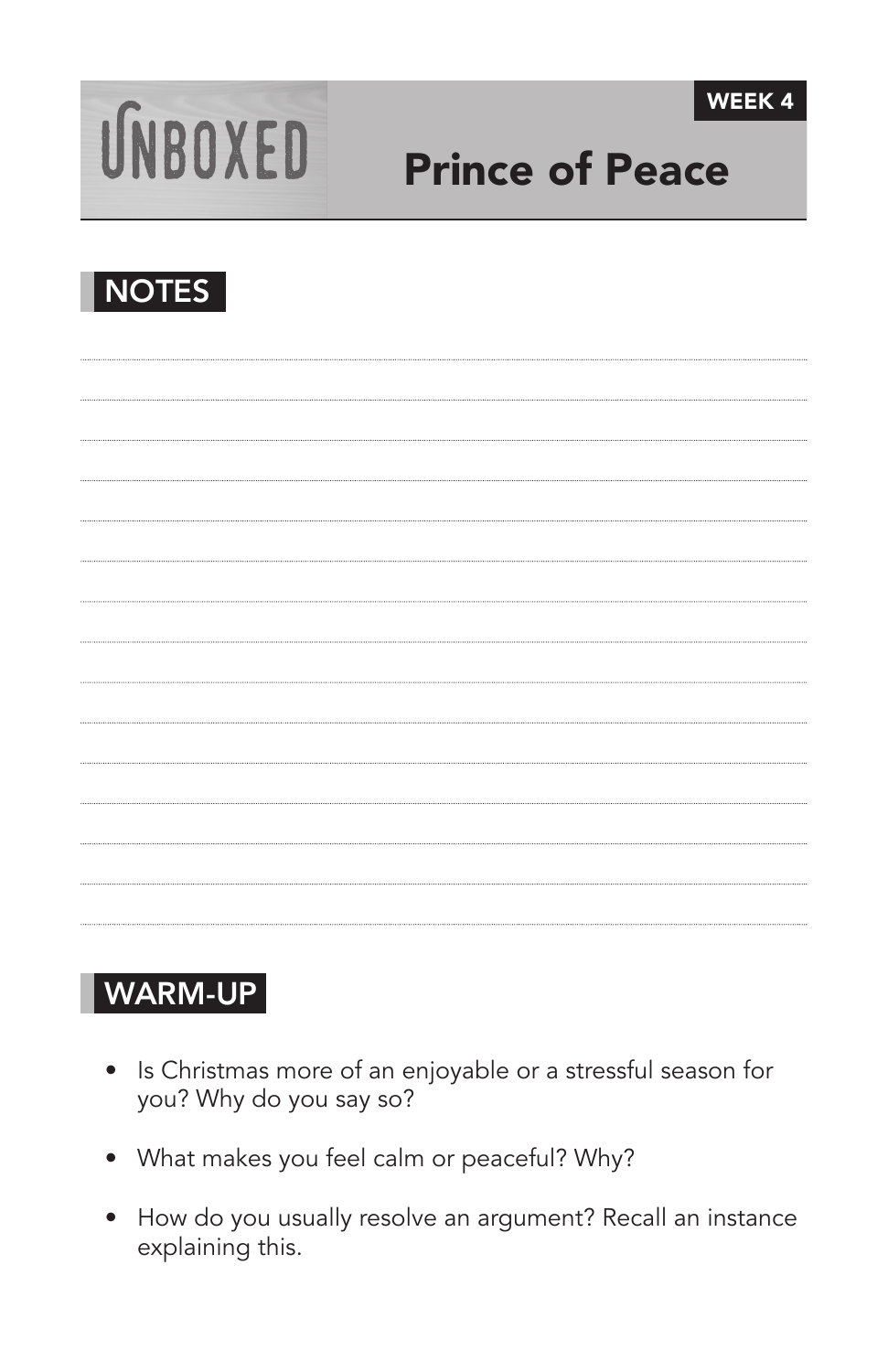UNBOXED

WEEK 4

# Prince of Peace

## NOTES

## WARM-UP

- Is Christmas more of an enjoyable or a stressful season for you? Why do you say so?
- What makes you feel calm or peaceful? Why?
- How do you usually resolve an argument? Recall an instance explaining this.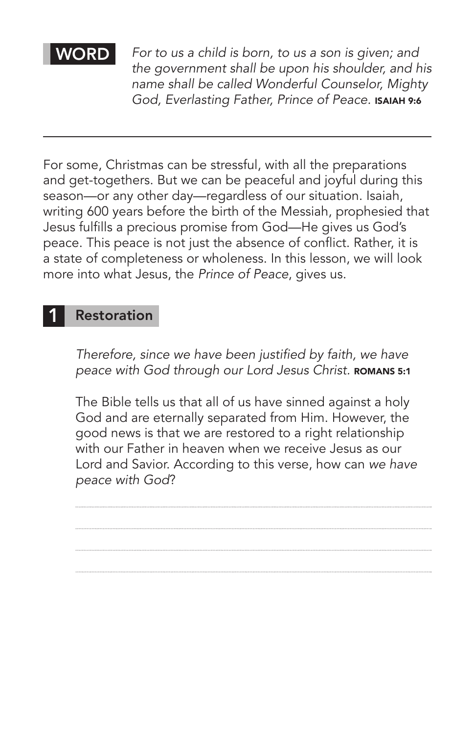**WORD**

*For to us a child is born, to us a son is given; and the government shall be upon his shoulder, and his name shall be called Wonderful Counselor, Mighty God, Everlasting Father, Prince of Peace.* **ISAIAH 9:6**

---

For some, Christmas can be stressful, with all the preparations and get-togethers. But we can be peaceful and joyful during this season—or any other day—regardless of our situation. Isaiah, writing 600 years before the birth of the Messiah, prophesied that Jesus fulfills a precious promise from God—He gives us God's peace. This peace is not just the absence of conflict. Rather, it is a state of completeness or wholeness. In this lesson, we will look more into what Jesus, the *Prince of Peace*, gives us.

## 1 Restoration

*Therefore, since we have been justified by faith, we have peace with God through our Lord Jesus Christ.* **ROMANS 5:1**

The Bible tells us that all of us have sinned against a holy God and are eternally separated from Him. However, the good news is that we are restored to a right relationship with our Father in heaven when we receive Jesus as our Lord and Savior. According to this verse, how can *we have peace with God*?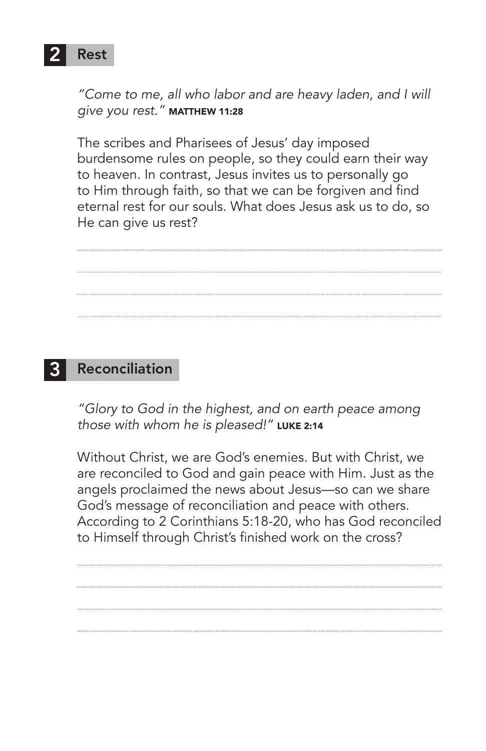## 2 Rest

*"Come to me, all who labor and are heavy laden, and I will give you rest."* **MATTHEW 11:28**

The scribes and Pharisees of Jesus' day imposed burdensome rules on people, so they could earn their way to heaven. In contrast, Jesus invites us to personally go to Him through faith, so that we can be forgiven and find eternal rest for our souls. What does Jesus ask us to do, so He can give us rest?

## 3 Reconciliation

*"Glory to God in the highest, and on earth peace among those with whom he is pleased!"* **LUKE 2:14**

Without Christ, we are God's enemies. But with Christ, we are reconciled to God and gain peace with Him. Just as the angels proclaimed the news about Jesus—so can we share God's message of reconciliation and peace with others. According to 2 Corinthians 5:18-20, who has God reconciled to Himself through Christ's finished work on the cross?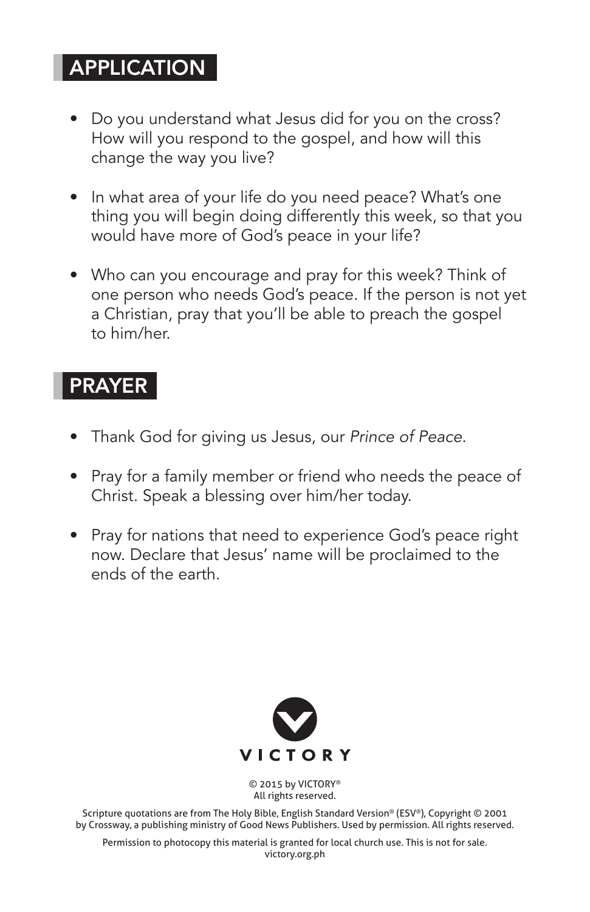## APPLICATION

- Do you understand what Jesus did for you on the cross? How will you respond to the gospel, and how will this change the way you live?
- In what area of your life do you need peace? What's one thing you will begin doing differently this week, so that you would have more of God's peace in your life?
- Who can you encourage and pray for this week? Think of one person who needs God's peace. If the person is not yet a Christian, pray that you'll be able to preach the gospel to him/her.

## PRAYER

- Thank God for giving us Jesus, our *Prince of Peace*.
- Pray for a family member or friend who needs the peace of Christ. Speak a blessing over him/her today.
- Pray for nations that need to experience God's peace right now. Declare that Jesus' name will be proclaimed to the ends of the earth.

VICTORY

© 2015 by VICTORY®
All rights reserved.

Scripture quotations are from The Holy Bible, English Standard Version® (ESV®), Copyright © 2001 by Crossway, a publishing ministry of Good News Publishers. Used by permission. All rights reserved.

Permission to photocopy this material is granted for local church use. This is not for sale.
victory.org.ph